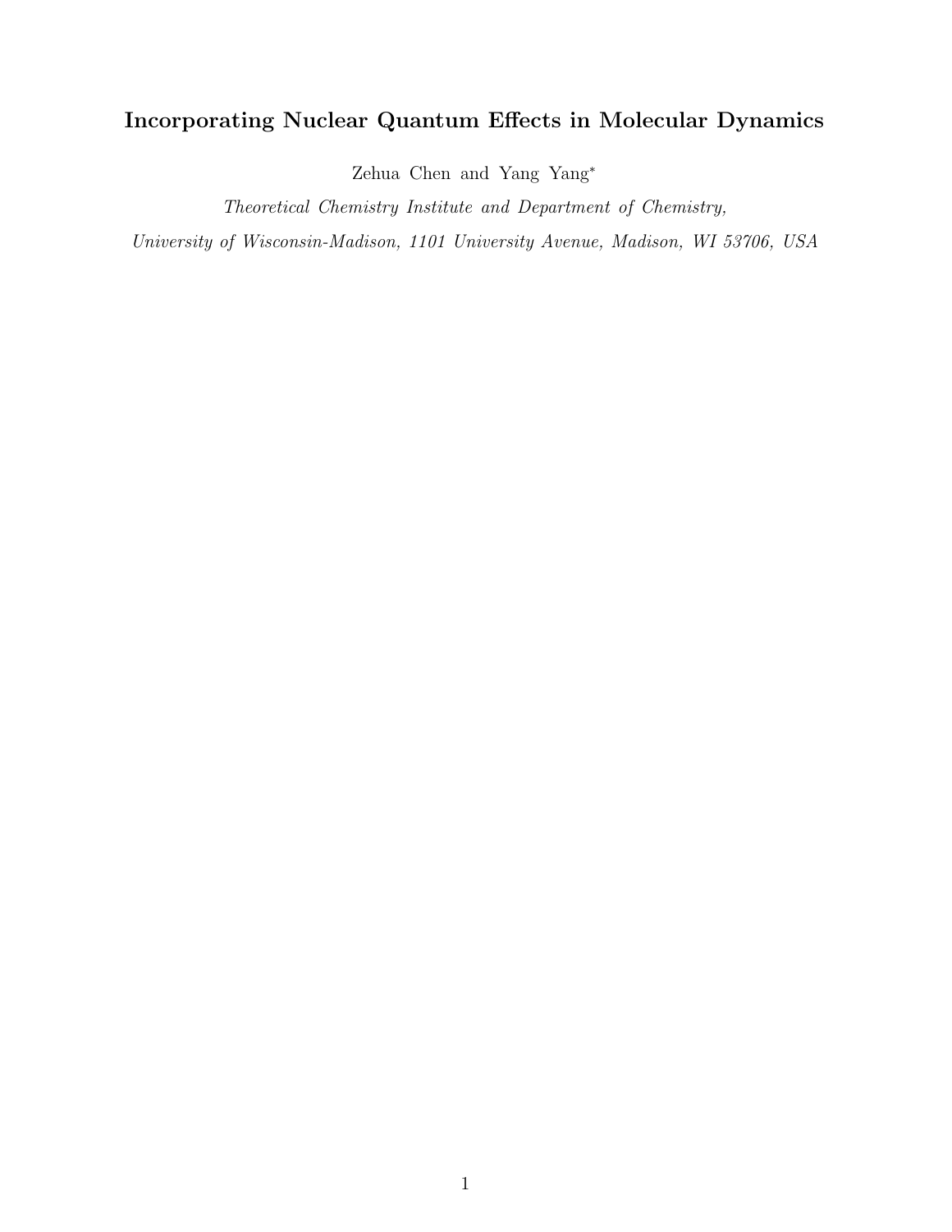# Incorporating Nuclear Quantum Effects in Molecular Dynamics

Zehua Chen and Yang Yang*

*Theoretical Chemistry Institute and Department of Chemistry,*

*University of Wisconsin-Madison, 1101 University Avenue, Madison, WI 53706, USA*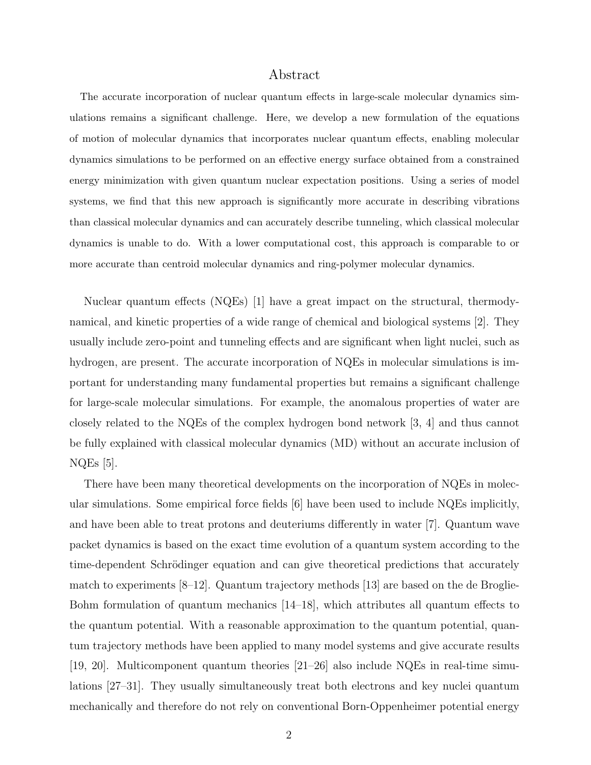## Abstract

The accurate incorporation of nuclear quantum effects in large-scale molecular dynamics simulations remains a significant challenge. Here, we develop a new formulation of the equations of motion of molecular dynamics that incorporates nuclear quantum effects, enabling molecular dynamics simulations to be performed on an effective energy surface obtained from a constrained energy minimization with given quantum nuclear expectation positions. Using a series of model systems, we find that this new approach is significantly more accurate in describing vibrations than classical molecular dynamics and can accurately describe tunneling, which classical molecular dynamics is unable to do. With a lower computational cost, this approach is comparable to or more accurate than centroid molecular dynamics and ring-polymer molecular dynamics.

Nuclear quantum effects (NQEs) [1] have a great impact on the structural, thermodynamical, and kinetic properties of a wide range of chemical and biological systems [2]. They usually include zero-point and tunneling effects and are significant when light nuclei, such as hydrogen, are present. The accurate incorporation of NQEs in molecular simulations is important for understanding many fundamental properties but remains a significant challenge for large-scale molecular simulations. For example, the anomalous properties of water are closely related to the NQEs of the complex hydrogen bond network [3, 4] and thus cannot be fully explained with classical molecular dynamics (MD) without an accurate inclusion of NQEs [5].

There have been many theoretical developments on the incorporation of NQEs in molecular simulations. Some empirical force fields [6] have been used to include NQEs implicitly, and have been able to treat protons and deuteriums differently in water [7]. Quantum wave packet dynamics is based on the exact time evolution of a quantum system according to the time-dependent Schrödinger equation and can give theoretical predictions that accurately match to experiments [8–12]. Quantum trajectory methods [13] are based on the de Broglie-Bohm formulation of quantum mechanics [14–18], which attributes all quantum effects to the quantum potential. With a reasonable approximation to the quantum potential, quantum trajectory methods have been applied to many model systems and give accurate results [19, 20]. Multicomponent quantum theories [21–26] also include NQEs in real-time simulations [27–31]. They usually simultaneously treat both electrons and key nuclei quantum mechanically and therefore do not rely on conventional Born-Oppenheimer potential energy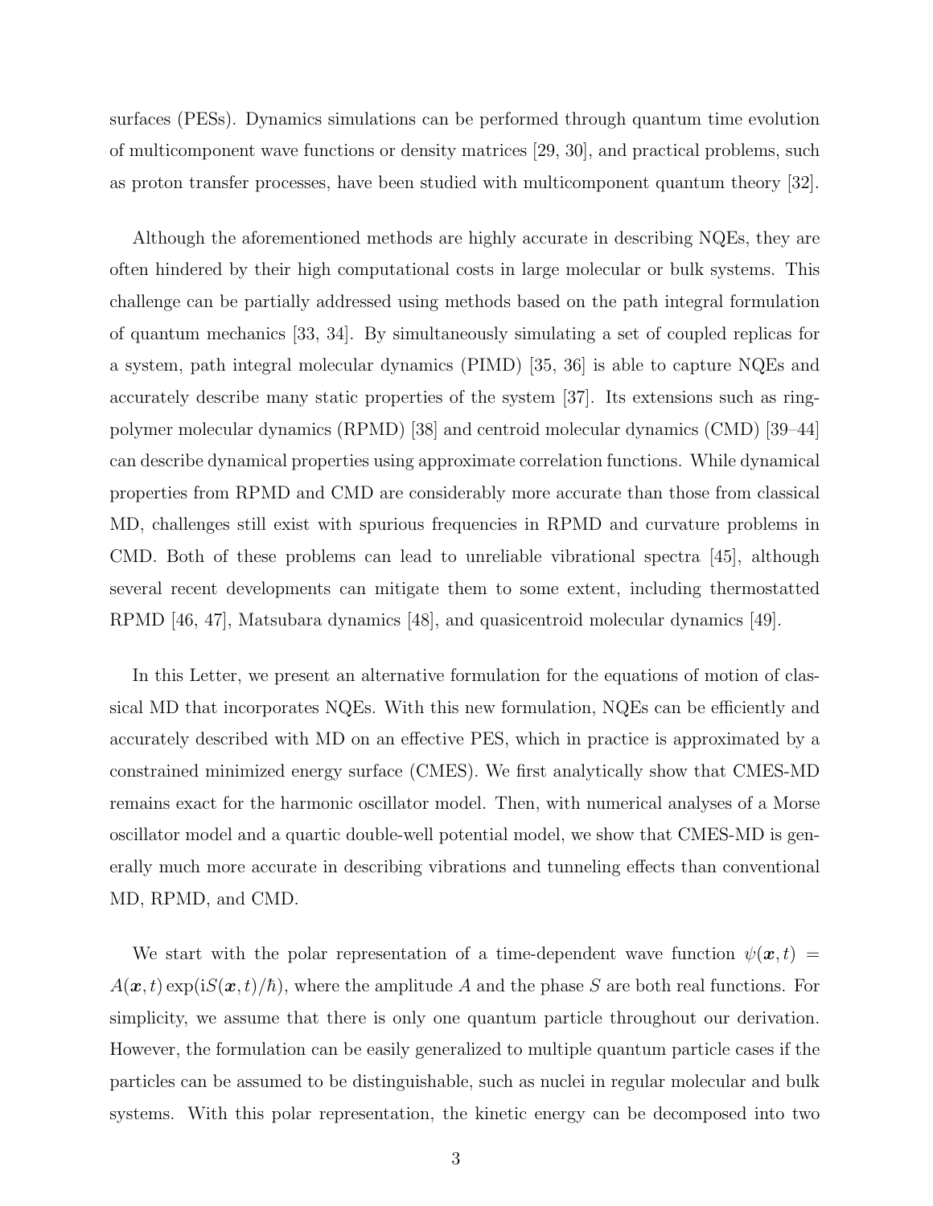surfaces (PESs). Dynamics simulations can be performed through quantum time evolution of multicomponent wave functions or density matrices [29, 30], and practical problems, such as proton transfer processes, have been studied with multicomponent quantum theory [32].

Although the aforementioned methods are highly accurate in describing NQEs, they are often hindered by their high computational costs in large molecular or bulk systems. This challenge can be partially addressed using methods based on the path integral formulation of quantum mechanics [33, 34]. By simultaneously simulating a set of coupled replicas for a system, path integral molecular dynamics (PIMD) [35, 36] is able to capture NQEs and accurately describe many static properties of the system [37]. Its extensions such as ring-polymer molecular dynamics (RPMD) [38] and centroid molecular dynamics (CMD) [39–44] can describe dynamical properties using approximate correlation functions. While dynamical properties from RPMD and CMD are considerably more accurate than those from classical MD, challenges still exist with spurious frequencies in RPMD and curvature problems in CMD. Both of these problems can lead to unreliable vibrational spectra [45], although several recent developments can mitigate them to some extent, including thermostatted RPMD [46, 47], Matsubara dynamics [48], and quasicentroid molecular dynamics [49].

In this Letter, we present an alternative formulation for the equations of motion of classical MD that incorporates NQEs. With this new formulation, NQEs can be efficiently and accurately described with MD on an effective PES, which in practice is approximated by a constrained minimized energy surface (CMES). We first analytically show that CMES-MD remains exact for the harmonic oscillator model. Then, with numerical analyses of a Morse oscillator model and a quartic double-well potential model, we show that CMES-MD is generally much more accurate in describing vibrations and tunneling effects than conventional MD, RPMD, and CMD.

We start with the polar representation of a time-dependent wave function $\psi(\boldsymbol{x}, t) = A(\boldsymbol{x}, t) \exp(\mathrm{i}S(\boldsymbol{x}, t)/\hbar)$, where the amplitude $A$ and the phase $S$ are both real functions. For simplicity, we assume that there is only one quantum particle throughout our derivation. However, the formulation can be easily generalized to multiple quantum particle cases if the particles can be assumed to be distinguishable, such as nuclei in regular molecular and bulk systems. With this polar representation, the kinetic energy can be decomposed into two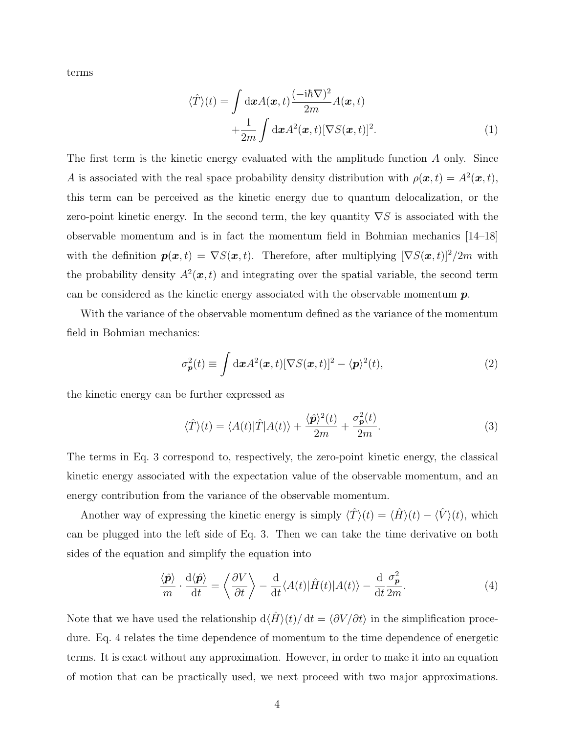terms

$$
\begin{aligned}
\langle \hat{T} \rangle(t) = & \int \mathrm{d}\boldsymbol{x} A(\boldsymbol{x},t) \frac{(-\mathrm{i}\hbar\nabla)^2}{2m} A(\boldsymbol{x},t) \\
& + \frac{1}{2m} \int \mathrm{d}\boldsymbol{x} A^2(\boldsymbol{x},t) [\nabla S(\boldsymbol{x},t)]^2.
\end{aligned} \tag{1}
$$

The first term is the kinetic energy evaluated with the amplitude function $A$ only. Since $A$ is associated with the real space probability density distribution with $\rho(\boldsymbol{x},t) = A^2(\boldsymbol{x},t)$, this term can be perceived as the kinetic energy due to quantum delocalization, or the zero-point kinetic energy. In the second term, the key quantity $\nabla S$ is associated with the observable momentum and is in fact the momentum field in Bohmian mechanics [14–18] with the definition $\boldsymbol{p}(\boldsymbol{x},t) = \nabla S(\boldsymbol{x},t)$. Therefore, after multiplying $[\nabla S(\boldsymbol{x},t)]^2/2m$ with the probability density $A^2(\boldsymbol{x},t)$ and integrating over the spatial variable, the second term can be considered as the kinetic energy associated with the observable momentum $\boldsymbol{p}$.

With the variance of the observable momentum defined as the variance of the momentum field in Bohmian mechanics:

$$
\sigma_{\boldsymbol{p}}^2(t) \equiv \int \mathrm{d}\boldsymbol{x} A^2(\boldsymbol{x},t) [\nabla S(\boldsymbol{x},t)]^2 - \langle \boldsymbol{p} \rangle^2(t), \tag{2}
$$

the kinetic energy can be further expressed as

$$
\langle \hat{T} \rangle(t) = \langle A(t) | \hat{T} | A(t) \rangle + \frac{\langle \hat{\boldsymbol{p}} \rangle^2(t)}{2m} + \frac{\sigma_{\boldsymbol{p}}^2(t)}{2m}. \tag{3}
$$

The terms in Eq. 3 correspond to, respectively, the zero-point kinetic energy, the classical kinetic energy associated with the expectation value of the observable momentum, and an energy contribution from the variance of the observable momentum.

Another way of expressing the kinetic energy is simply $\langle \hat{T} \rangle(t) = \langle \hat{H} \rangle(t) - \langle \hat{V} \rangle(t)$, which can be plugged into the left side of Eq. 3. Then we can take the time derivative on both sides of the equation and simplify the equation into

$$
\frac{\langle \hat{\boldsymbol{p}} \rangle}{m} \cdot \frac{\mathrm{d} \langle \hat{\boldsymbol{p}} \rangle}{\mathrm{d}t} = \left\langle \frac{\partial V}{\partial t} \right\rangle - \frac{\mathrm{d}}{\mathrm{d}t} \langle A(t) | \hat{H}(t) | A(t) \rangle - \frac{\mathrm{d}}{\mathrm{d}t} \frac{\sigma_{\boldsymbol{p}}^2}{2m}. \tag{4}
$$

Note that we have used the relationship $\mathrm{d}\langle \hat{H} \rangle(t)/\mathrm{d}t = \langle \partial V/\partial t \rangle$ in the simplification procedure. Eq. 4 relates the time dependence of momentum to the time dependence of energetic terms. It is exact without any approximation. However, in order to make it into an equation of motion that can be practically used, we next proceed with two major approximations.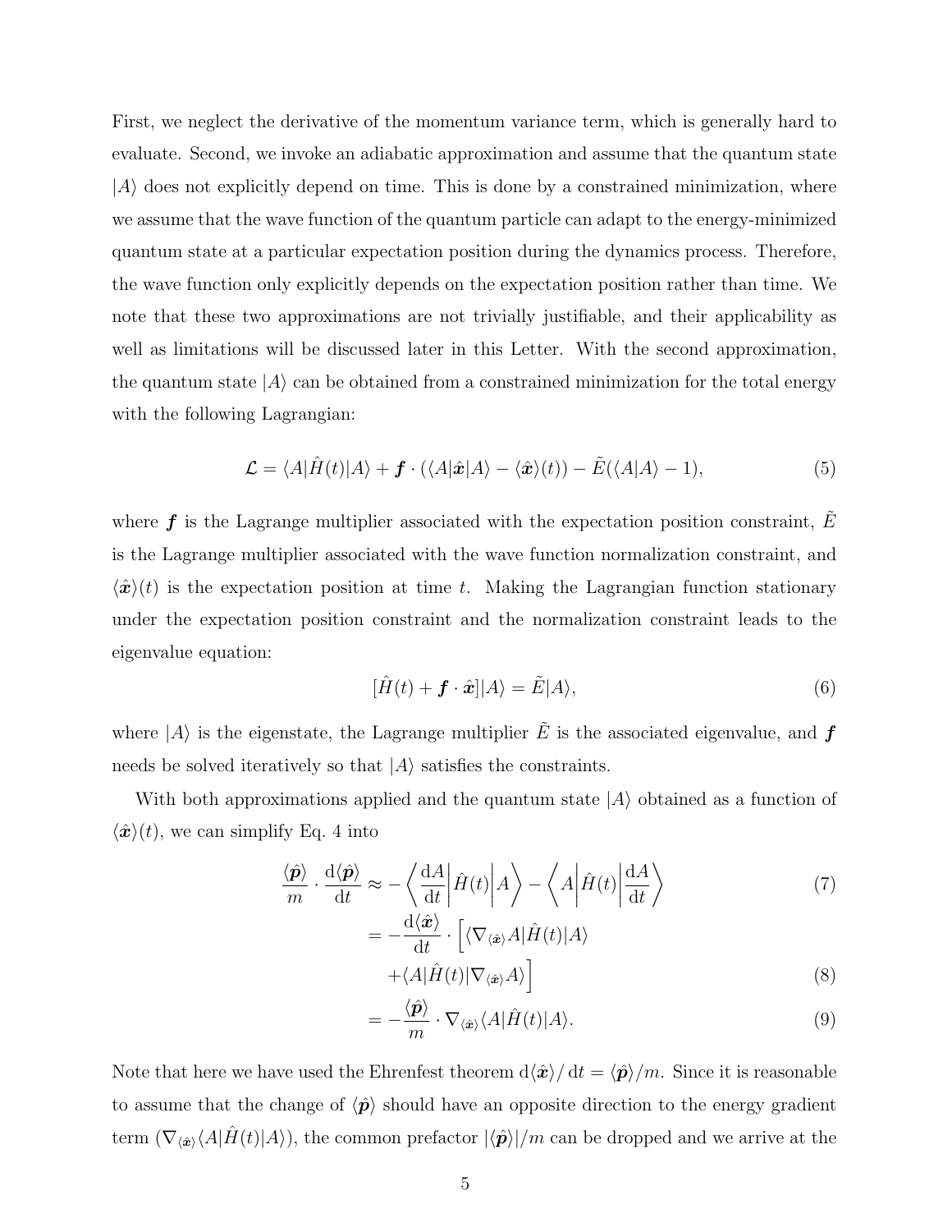First, we neglect the derivative of the momentum variance term, which is generally hard to evaluate. Second, we invoke an adiabatic approximation and assume that the quantum state $|A\rangle$ does not explicitly depend on time. This is done by a constrained minimization, where we assume that the wave function of the quantum particle can adapt to the energy-minimized quantum state at a particular expectation position during the dynamics process. Therefore, the wave function only explicitly depends on the expectation position rather than time. We note that these two approximations are not trivially justifiable, and their applicability as well as limitations will be discussed later in this Letter. With the second approximation, the quantum state $|A\rangle$ can be obtained from a constrained minimization for the total energy with the following Lagrangian:

$$\mathcal{L} = \langle A|\hat{H}(t)|A\rangle + \boldsymbol{f} \cdot (\langle A|\hat{\boldsymbol{x}}|A\rangle - \langle\hat{\boldsymbol{x}}\rangle(t)) - \tilde{E}(\langle A|A\rangle - 1), \tag{5}$$

where $\boldsymbol{f}$ is the Lagrange multiplier associated with the expectation position constraint, $\tilde{E}$ is the Lagrange multiplier associated with the wave function normalization constraint, and $\langle\hat{\boldsymbol{x}}\rangle(t)$ is the expectation position at time $t$. Making the Lagrangian function stationary under the expectation position constraint and the normalization constraint leads to the eigenvalue equation:

$$[\hat{H}(t) + \boldsymbol{f} \cdot \hat{\boldsymbol{x}}]|A\rangle = \tilde{E}|A\rangle, \tag{6}$$

where $|A\rangle$ is the eigenstate, the Lagrange multiplier $\tilde{E}$ is the associated eigenvalue, and $\boldsymbol{f}$ needs be solved iteratively so that $|A\rangle$ satisfies the constraints.

With both approximations applied and the quantum state $|A\rangle$ obtained as a function of $\langle\hat{\boldsymbol{x}}\rangle(t)$, we can simplify Eq. 4 into

$$\frac{\langle\hat{\boldsymbol{p}}\rangle}{m} \cdot \frac{\mathrm{d}\langle\hat{\boldsymbol{p}}\rangle}{\mathrm{d}t} \approx -\left\langle \frac{\mathrm{d}A}{\mathrm{d}t} \middle| \hat{H}(t) \middle| A \right\rangle - \left\langle A \middle| \hat{H}(t) \middle| \frac{\mathrm{d}A}{\mathrm{d}t} \right\rangle \tag{7}$$

$$= -\frac{\mathrm{d}\langle\hat{\boldsymbol{x}}\rangle}{\mathrm{d}t} \cdot \Big[\langle\nabla_{\langle\hat{\boldsymbol{x}}\rangle}A|\hat{H}(t)|A\rangle + \langle A|\hat{H}(t)|\nabla_{\langle\hat{\boldsymbol{x}}\rangle}A\rangle\Big] \tag{8}$$

$$= -\frac{\langle\hat{\boldsymbol{p}}\rangle}{m} \cdot \nabla_{\langle\hat{\boldsymbol{x}}\rangle}\langle A|\hat{H}(t)|A\rangle. \tag{9}$$

Note that here we have used the Ehrenfest theorem $\mathrm{d}\langle\hat{\boldsymbol{x}}\rangle/\,\mathrm{d}t = \langle\hat{\boldsymbol{p}}\rangle/m$. Since it is reasonable to assume that the change of $\langle\hat{\boldsymbol{p}}\rangle$ should have an opposite direction to the energy gradient term ($\nabla_{\langle\hat{\boldsymbol{x}}\rangle}\langle A|\hat{H}(t)|A\rangle$), the common prefactor $|\langle\hat{\boldsymbol{p}}\rangle|/m$ can be dropped and we arrive at the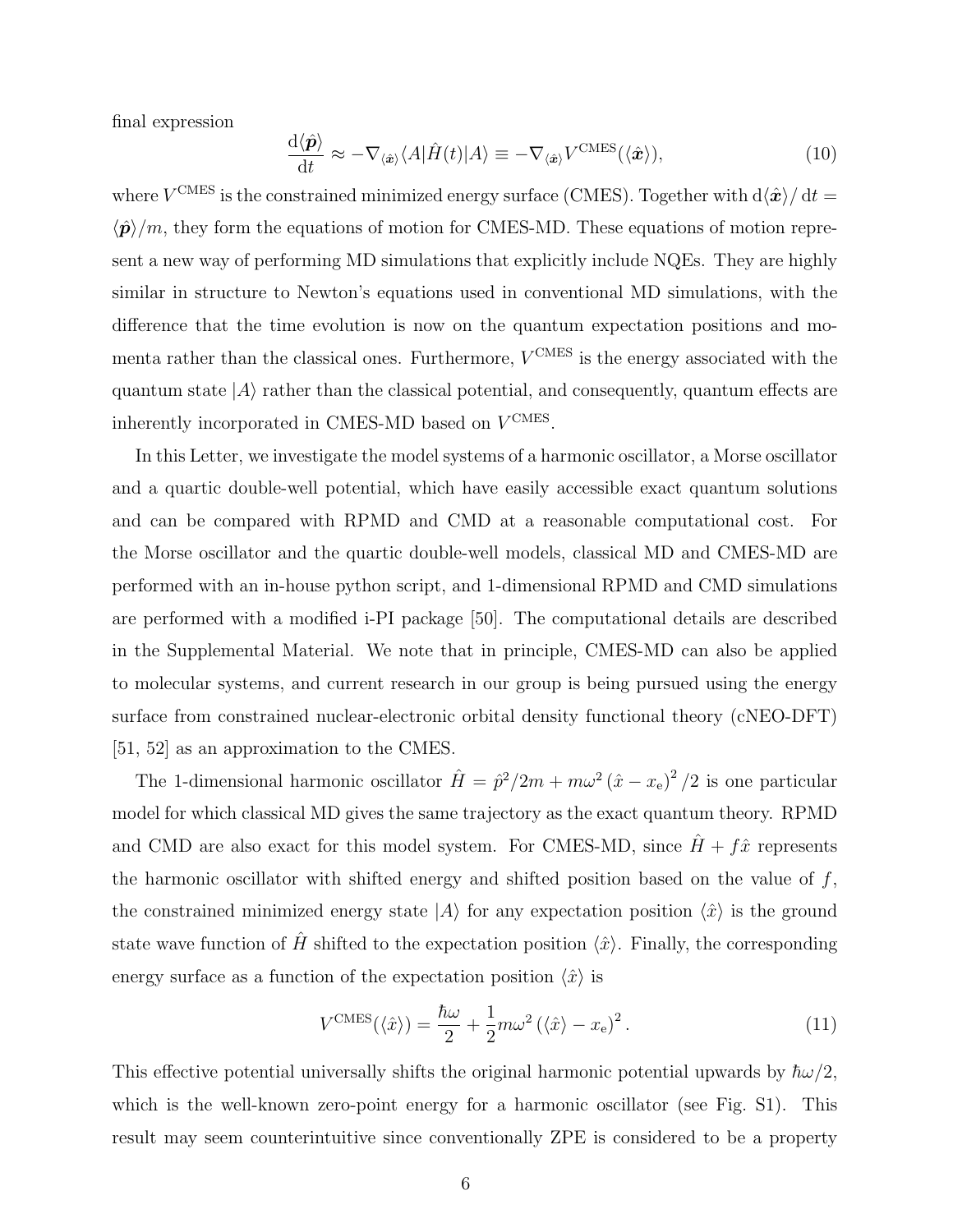final expression

$$\frac{\mathrm{d}\langle\hat{\boldsymbol{p}}\rangle}{\mathrm{d}t} \approx -\nabla_{\langle\hat{\boldsymbol{x}}\rangle}\langle A|\hat{H}(t)|A\rangle \equiv -\nabla_{\langle\hat{\boldsymbol{x}}\rangle}V^{\mathrm{CMES}}(\langle\hat{\boldsymbol{x}}\rangle), \tag{10}$$

where $V^{\mathrm{CMES}}$ is the constrained minimized energy surface (CMES). Together with $\mathrm{d}\langle\hat{\boldsymbol{x}}\rangle/\,\mathrm{d}t = \langle\hat{\boldsymbol{p}}\rangle/m$, they form the equations of motion for CMES-MD. These equations of motion represent a new way of performing MD simulations that explicitly include NQEs. They are highly similar in structure to Newton's equations used in conventional MD simulations, with the difference that the time evolution is now on the quantum expectation positions and momenta rather than the classical ones. Furthermore, $V^{\mathrm{CMES}}$ is the energy associated with the quantum state $|A\rangle$ rather than the classical potential, and consequently, quantum effects are inherently incorporated in CMES-MD based on $V^{\mathrm{CMES}}$.

In this Letter, we investigate the model systems of a harmonic oscillator, a Morse oscillator and a quartic double-well potential, which have easily accessible exact quantum solutions and can be compared with RPMD and CMD at a reasonable computational cost. For the Morse oscillator and the quartic double-well models, classical MD and CMES-MD are performed with an in-house python script, and 1-dimensional RPMD and CMD simulations are performed with a modified i-PI package [50]. The computational details are described in the Supplemental Material. We note that in principle, CMES-MD can also be applied to molecular systems, and current research in our group is being pursued using the energy surface from constrained nuclear-electronic orbital density functional theory (cNEO-DFT) [51, 52] as an approximation to the CMES.

The 1-dimensional harmonic oscillator $\hat{H} = \hat{p}^2/2m + m\omega^2\left(\hat{x} - x_{\mathrm{e}}\right)^2/2$ is one particular model for which classical MD gives the same trajectory as the exact quantum theory. RPMD and CMD are also exact for this model system. For CMES-MD, since $\hat{H} + f\hat{x}$ represents the harmonic oscillator with shifted energy and shifted position based on the value of $f$, the constrained minimized energy state $|A\rangle$ for any expectation position $\langle\hat{x}\rangle$ is the ground state wave function of $\hat{H}$ shifted to the expectation position $\langle\hat{x}\rangle$. Finally, the corresponding energy surface as a function of the expectation position $\langle\hat{x}\rangle$ is

$$V^{\mathrm{CMES}}(\langle\hat{x}\rangle) = \frac{\hbar\omega}{2} + \frac{1}{2}m\omega^2\left(\langle\hat{x}\rangle - x_{\mathrm{e}}\right)^2. \tag{11}$$

This effective potential universally shifts the original harmonic potential upwards by $\hbar\omega/2$, which is the well-known zero-point energy for a harmonic oscillator (see Fig. S1). This result may seem counterintuitive since conventionally ZPE is considered to be a property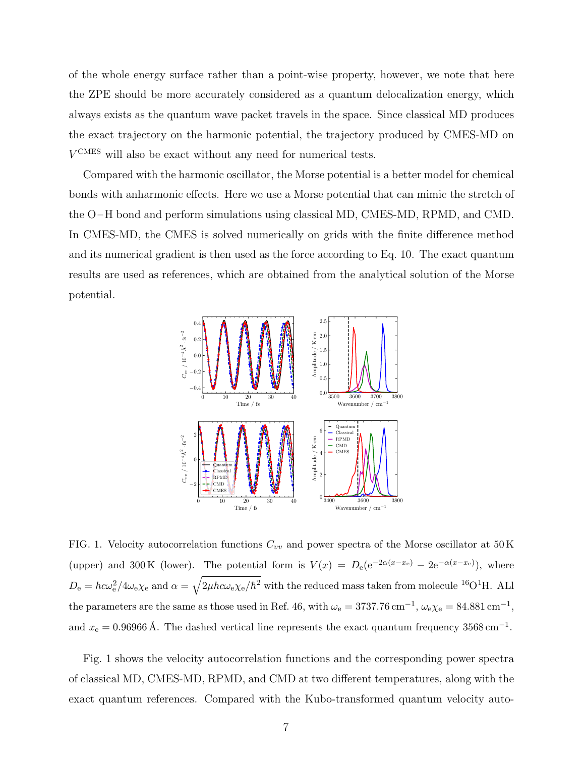of the whole energy surface rather than a point-wise property, however, we note that here the ZPE should be more accurately considered as a quantum delocalization energy, which always exists as the quantum wave packet travels in the space. Since classical MD produces the exact trajectory on the harmonic potential, the trajectory produced by CMES-MD on $V^{\text{CMES}}$ will also be exact without any need for numerical tests.

Compared with the harmonic oscillator, the Morse potential is a better model for chemical bonds with anharmonic effects. Here we use a Morse potential that can mimic the stretch of the O – H bond and perform simulations using classical MD, CMES-MD, RPMD, and CMD. In CMES-MD, the CMES is solved numerically on grids with the finite difference method and its numerical gradient is then used as the force according to Eq. 10. The exact quantum results are used as references, which are obtained from the analytical solution of the Morse potential.

FIG. 1. Velocity autocorrelation functions $C_{vv}$ and power spectra of the Morse oscillator at 50 K (upper) and 300 K (lower). The potential form is $V(x) = D_{\text{e}}(\text{e}^{-2\alpha(x-x_{\text{e}})} - 2\text{e}^{-\alpha(x-x_{\text{e}})})$, where $D_{\text{e}} = hc\omega_{\text{e}}^2/4\omega_{\text{e}}\chi_{\text{e}}$ and $\alpha = \sqrt{2\mu hc\omega_{\text{e}}\chi_{\text{e}}/\hbar^2}$ with the reduced mass taken from molecule $^{16}\text{O}^{1}\text{H}$. ALl the parameters are the same as those used in Ref. 46, with $\omega_{\text{e}} = 3737.76\,\text{cm}^{-1}$, $\omega_{\text{e}}\chi_{\text{e}} = 84.881\,\text{cm}^{-1}$, and $x_{\text{e}} = 0.96966\,\text{Å}$. The dashed vertical line represents the exact quantum frequency $3568\,\text{cm}^{-1}$.

Fig. 1 shows the velocity autocorrelation functions and the corresponding power spectra of classical MD, CMES-MD, RPMD, and CMD at two different temperatures, along with the exact quantum references. Compared with the Kubo-transformed quantum velocity auto-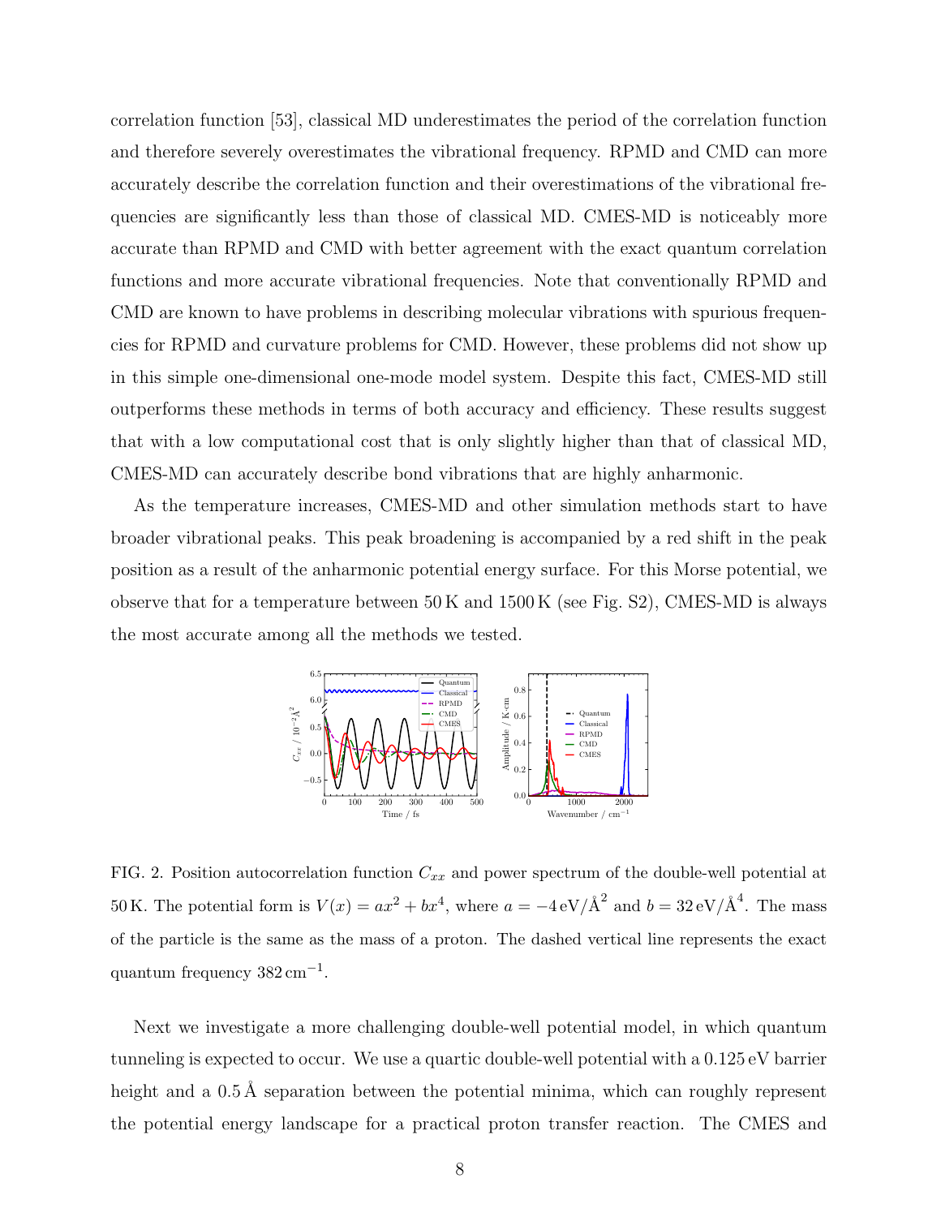correlation function [53], classical MD underestimates the period of the correlation function and therefore severely overestimates the vibrational frequency. RPMD and CMD can more accurately describe the correlation function and their overestimations of the vibrational frequencies are significantly less than those of classical MD. CMES-MD is noticeably more accurate than RPMD and CMD with better agreement with the exact quantum correlation functions and more accurate vibrational frequencies. Note that conventionally RPMD and CMD are known to have problems in describing molecular vibrations with spurious frequencies for RPMD and curvature problems for CMD. However, these problems did not show up in this simple one-dimensional one-mode model system. Despite this fact, CMES-MD still outperforms these methods in terms of both accuracy and efficiency. These results suggest that with a low computational cost that is only slightly higher than that of classical MD, CMES-MD can accurately describe bond vibrations that are highly anharmonic.

As the temperature increases, CMES-MD and other simulation methods start to have broader vibrational peaks. This peak broadening is accompanied by a red shift in the peak position as a result of the anharmonic potential energy surface. For this Morse potential, we observe that for a temperature between 50 K and 1500 K (see Fig. S2), CMES-MD is always the most accurate among all the methods we tested.

FIG. 2. Position autocorrelation function $C_{xx}$ and power spectrum of the double-well potential at 50 K. The potential form is $V(x) = ax^2 + bx^4$, where $a = -4\,\mathrm{eV/\AA}^2$ and $b = 32\,\mathrm{eV/\AA}^4$. The mass of the particle is the same as the mass of a proton. The dashed vertical line represents the exact quantum frequency $382\,\mathrm{cm}^{-1}$.

Next we investigate a more challenging double-well potential model, in which quantum tunneling is expected to occur. We use a quartic double-well potential with a 0.125 eV barrier height and a 0.5 Å separation between the potential minima, which can roughly represent the potential energy landscape for a practical proton transfer reaction. The CMES and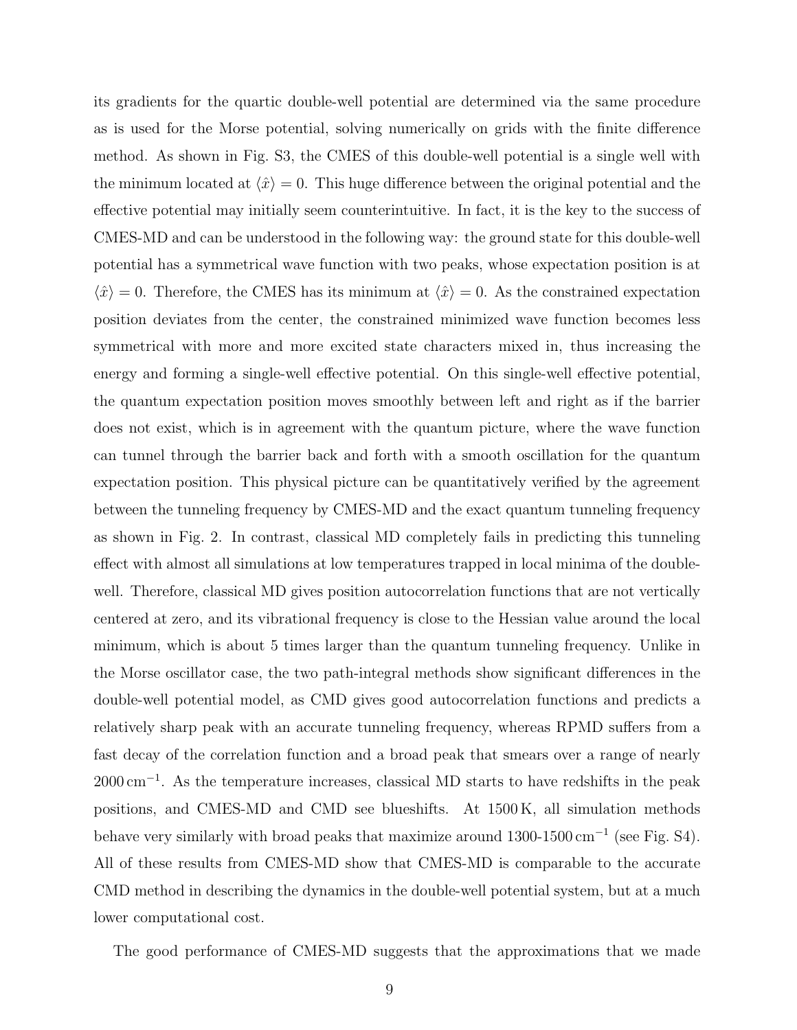its gradients for the quartic double-well potential are determined via the same procedure as is used for the Morse potential, solving numerically on grids with the finite difference method. As shown in Fig. S3, the CMES of this double-well potential is a single well with the minimum located at $\langle \hat{x} \rangle = 0$. This huge difference between the original potential and the effective potential may initially seem counterintuitive. In fact, it is the key to the success of CMES-MD and can be understood in the following way: the ground state for this double-well potential has a symmetrical wave function with two peaks, whose expectation position is at $\langle \hat{x} \rangle = 0$. Therefore, the CMES has its minimum at $\langle \hat{x} \rangle = 0$. As the constrained expectation position deviates from the center, the constrained minimized wave function becomes less symmetrical with more and more excited state characters mixed in, thus increasing the energy and forming a single-well effective potential. On this single-well effective potential, the quantum expectation position moves smoothly between left and right as if the barrier does not exist, which is in agreement with the quantum picture, where the wave function can tunnel through the barrier back and forth with a smooth oscillation for the quantum expectation position. This physical picture can be quantitatively verified by the agreement between the tunneling frequency by CMES-MD and the exact quantum tunneling frequency as shown in Fig. 2. In contrast, classical MD completely fails in predicting this tunneling effect with almost all simulations at low temperatures trapped in local minima of the double-well. Therefore, classical MD gives position autocorrelation functions that are not vertically centered at zero, and its vibrational frequency is close to the Hessian value around the local minimum, which is about 5 times larger than the quantum tunneling frequency. Unlike in the Morse oscillator case, the two path-integral methods show significant differences in the double-well potential model, as CMD gives good autocorrelation functions and predicts a relatively sharp peak with an accurate tunneling frequency, whereas RPMD suffers from a fast decay of the correlation function and a broad peak that smears over a range of nearly $2000\,\text{cm}^{-1}$. As the temperature increases, classical MD starts to have redshifts in the peak positions, and CMES-MD and CMD see blueshifts. At $1500\,\text{K}$, all simulation methods behave very similarly with broad peaks that maximize around $1300$-$1500\,\text{cm}^{-1}$ (see Fig. S4). All of these results from CMES-MD show that CMES-MD is comparable to the accurate CMD method in describing the dynamics in the double-well potential system, but at a much lower computational cost.

The good performance of CMES-MD suggests that the approximations that we made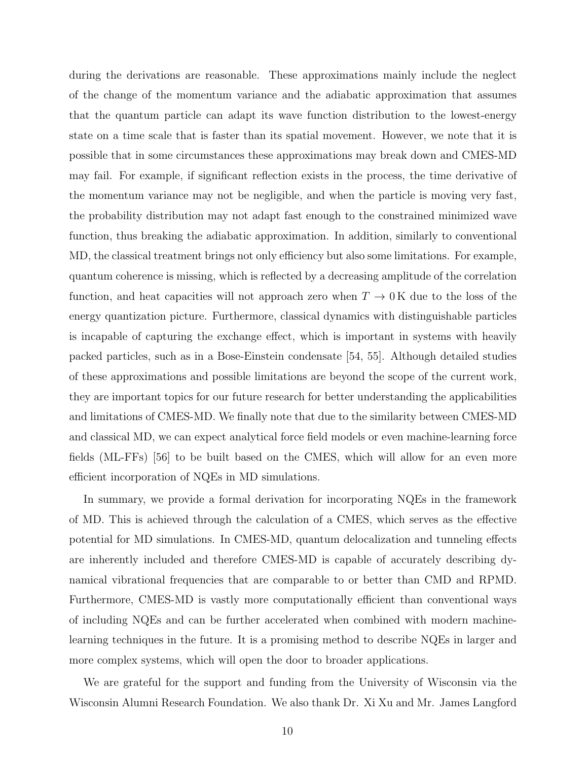during the derivations are reasonable. These approximations mainly include the neglect of the change of the momentum variance and the adiabatic approximation that assumes that the quantum particle can adapt its wave function distribution to the lowest-energy state on a time scale that is faster than its spatial movement. However, we note that it is possible that in some circumstances these approximations may break down and CMES-MD may fail. For example, if significant reflection exists in the process, the time derivative of the momentum variance may not be negligible, and when the particle is moving very fast, the probability distribution may not adapt fast enough to the constrained minimized wave function, thus breaking the adiabatic approximation. In addition, similarly to conventional MD, the classical treatment brings not only efficiency but also some limitations. For example, quantum coherence is missing, which is reflected by a decreasing amplitude of the correlation function, and heat capacities will not approach zero when $T \to 0\,\mathrm{K}$ due to the loss of the energy quantization picture. Furthermore, classical dynamics with distinguishable particles is incapable of capturing the exchange effect, which is important in systems with heavily packed particles, such as in a Bose-Einstein condensate [54, 55]. Although detailed studies of these approximations and possible limitations are beyond the scope of the current work, they are important topics for our future research for better understanding the applicabilities and limitations of CMES-MD. We finally note that due to the similarity between CMES-MD and classical MD, we can expect analytical force field models or even machine-learning force fields (ML-FFs) [56] to be built based on the CMES, which will allow for an even more efficient incorporation of NQEs in MD simulations.

In summary, we provide a formal derivation for incorporating NQEs in the framework of MD. This is achieved through the calculation of a CMES, which serves as the effective potential for MD simulations. In CMES-MD, quantum delocalization and tunneling effects are inherently included and therefore CMES-MD is capable of accurately describing dynamical vibrational frequencies that are comparable to or better than CMD and RPMD. Furthermore, CMES-MD is vastly more computationally efficient than conventional ways of including NQEs and can be further accelerated when combined with modern machine-learning techniques in the future. It is a promising method to describe NQEs in larger and more complex systems, which will open the door to broader applications.

We are grateful for the support and funding from the University of Wisconsin via the Wisconsin Alumni Research Foundation. We also thank Dr. Xi Xu and Mr. James Langford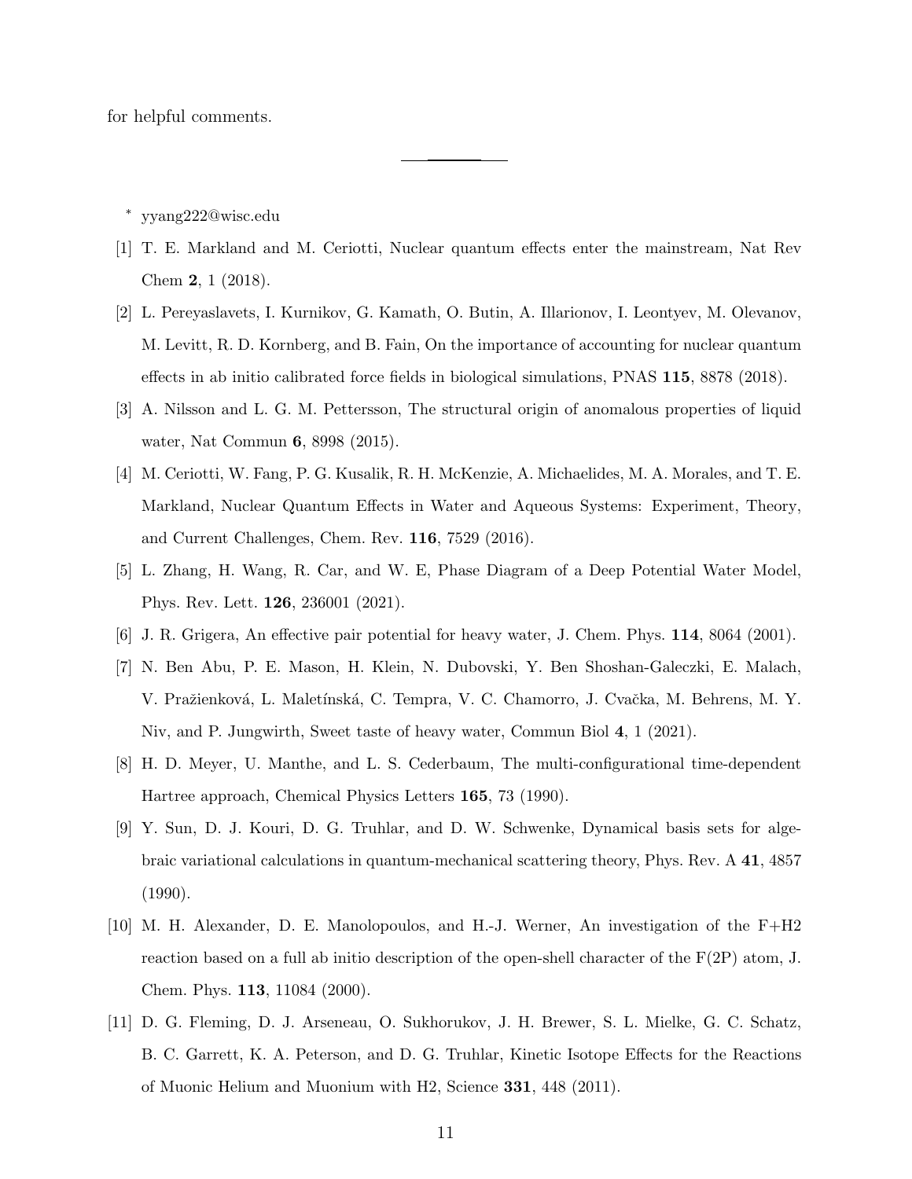for helpful comments.

---

* yyang222@wisc.edu

[1] T. E. Markland and M. Ceriotti, Nuclear quantum effects enter the mainstream, Nat Rev Chem **2**, 1 (2018).

[2] L. Pereyaslavets, I. Kurnikov, G. Kamath, O. Butin, A. Illarionov, I. Leontyev, M. Olevanov, M. Levitt, R. D. Kornberg, and B. Fain, On the importance of accounting for nuclear quantum effects in ab initio calibrated force fields in biological simulations, PNAS **115**, 8878 (2018).

[3] A. Nilsson and L. G. M. Pettersson, The structural origin of anomalous properties of liquid water, Nat Commun **6**, 8998 (2015).

[4] M. Ceriotti, W. Fang, P. G. Kusalik, R. H. McKenzie, A. Michaelides, M. A. Morales, and T. E. Markland, Nuclear Quantum Effects in Water and Aqueous Systems: Experiment, Theory, and Current Challenges, Chem. Rev. **116**, 7529 (2016).

[5] L. Zhang, H. Wang, R. Car, and W. E, Phase Diagram of a Deep Potential Water Model, Phys. Rev. Lett. **126**, 236001 (2021).

[6] J. R. Grigera, An effective pair potential for heavy water, J. Chem. Phys. **114**, 8064 (2001).

[7] N. Ben Abu, P. E. Mason, H. Klein, N. Dubovski, Y. Ben Shoshan-Galeczki, E. Malach, V. Pražienková, L. Maletínská, C. Tempra, V. C. Chamorro, J. Cvačka, M. Behrens, M. Y. Niv, and P. Jungwirth, Sweet taste of heavy water, Commun Biol **4**, 1 (2021).

[8] H. D. Meyer, U. Manthe, and L. S. Cederbaum, The multi-configurational time-dependent Hartree approach, Chemical Physics Letters **165**, 73 (1990).

[9] Y. Sun, D. J. Kouri, D. G. Truhlar, and D. W. Schwenke, Dynamical basis sets for algebraic variational calculations in quantum-mechanical scattering theory, Phys. Rev. A **41**, 4857 (1990).

[10] M. H. Alexander, D. E. Manolopoulos, and H.-J. Werner, An investigation of the F+H2 reaction based on a full ab initio description of the open-shell character of the F(2P) atom, J. Chem. Phys. **113**, 11084 (2000).

[11] D. G. Fleming, D. J. Arseneau, O. Sukhorukov, J. H. Brewer, S. L. Mielke, G. C. Schatz, B. C. Garrett, K. A. Peterson, and D. G. Truhlar, Kinetic Isotope Effects for the Reactions of Muonic Helium and Muonium with H2, Science **331**, 448 (2011).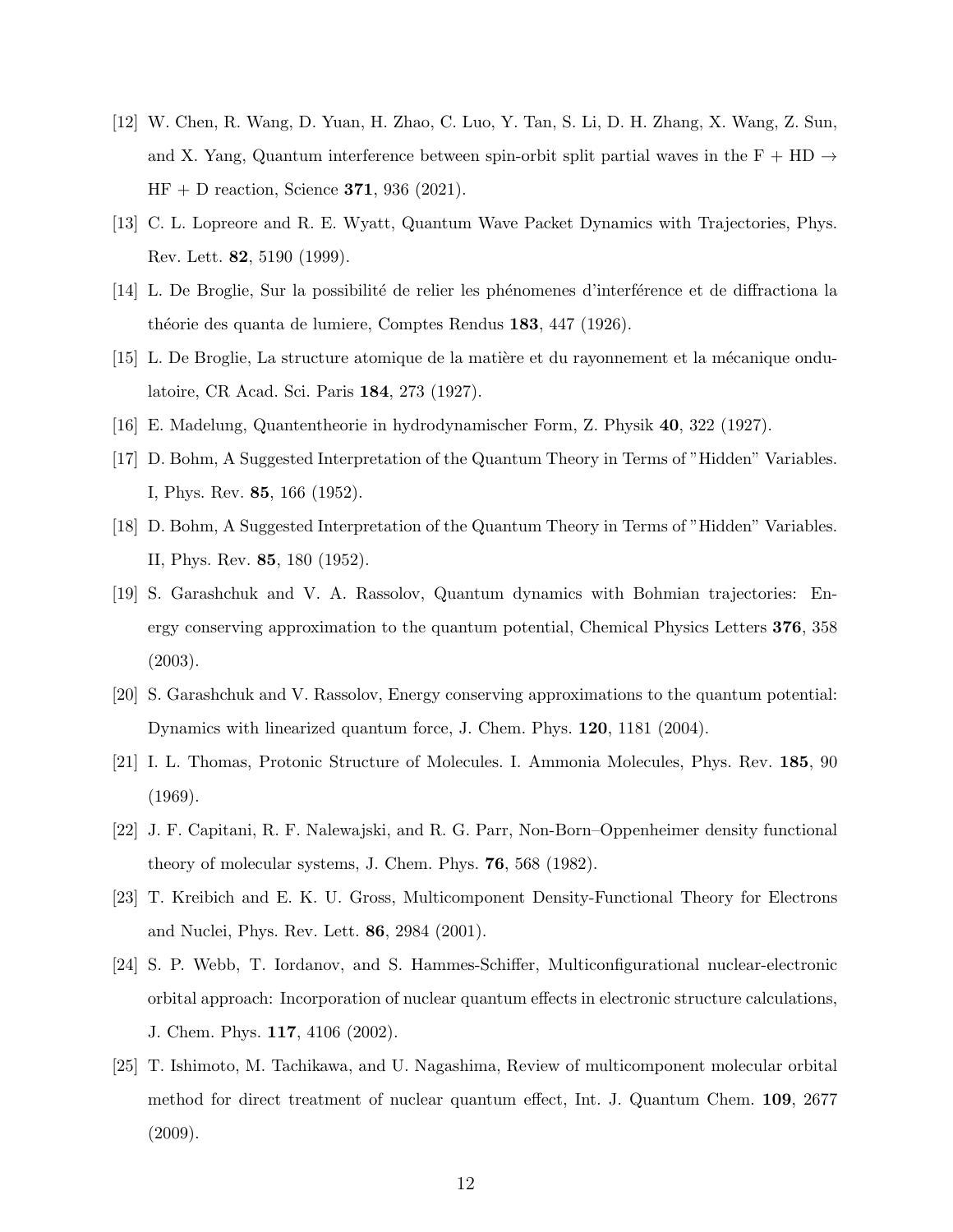[12] W. Chen, R. Wang, D. Yuan, H. Zhao, C. Luo, Y. Tan, S. Li, D. H. Zhang, X. Wang, Z. Sun, and X. Yang, Quantum interference between spin-orbit split partial waves in the F + HD $\rightarrow$ HF + D reaction, Science **371**, 936 (2021).

[13] C. L. Lopreore and R. E. Wyatt, Quantum Wave Packet Dynamics with Trajectories, Phys. Rev. Lett. **82**, 5190 (1999).

[14] L. De Broglie, Sur la possibilité de relier les phénomenes d'interférence et de diffractiona la théorie des quanta de lumiere, Comptes Rendus **183**, 447 (1926).

[15] L. De Broglie, La structure atomique de la matière et du rayonnement et la mécanique ondulatoire, CR Acad. Sci. Paris **184**, 273 (1927).

[16] E. Madelung, Quantentheorie in hydrodynamischer Form, Z. Physik **40**, 322 (1927).

[17] D. Bohm, A Suggested Interpretation of the Quantum Theory in Terms of "Hidden" Variables. I, Phys. Rev. **85**, 166 (1952).

[18] D. Bohm, A Suggested Interpretation of the Quantum Theory in Terms of "Hidden" Variables. II, Phys. Rev. **85**, 180 (1952).

[19] S. Garashchuk and V. A. Rassolov, Quantum dynamics with Bohmian trajectories: Energy conserving approximation to the quantum potential, Chemical Physics Letters **376**, 358 (2003).

[20] S. Garashchuk and V. Rassolov, Energy conserving approximations to the quantum potential: Dynamics with linearized quantum force, J. Chem. Phys. **120**, 1181 (2004).

[21] I. L. Thomas, Protonic Structure of Molecules. I. Ammonia Molecules, Phys. Rev. **185**, 90 (1969).

[22] J. F. Capitani, R. F. Nalewajski, and R. G. Parr, Non-Born–Oppenheimer density functional theory of molecular systems, J. Chem. Phys. **76**, 568 (1982).

[23] T. Kreibich and E. K. U. Gross, Multicomponent Density-Functional Theory for Electrons and Nuclei, Phys. Rev. Lett. **86**, 2984 (2001).

[24] S. P. Webb, T. Iordanov, and S. Hammes-Schiffer, Multiconfigurational nuclear-electronic orbital approach: Incorporation of nuclear quantum effects in electronic structure calculations, J. Chem. Phys. **117**, 4106 (2002).

[25] T. Ishimoto, M. Tachikawa, and U. Nagashima, Review of multicomponent molecular orbital method for direct treatment of nuclear quantum effect, Int. J. Quantum Chem. **109**, 2677 (2009).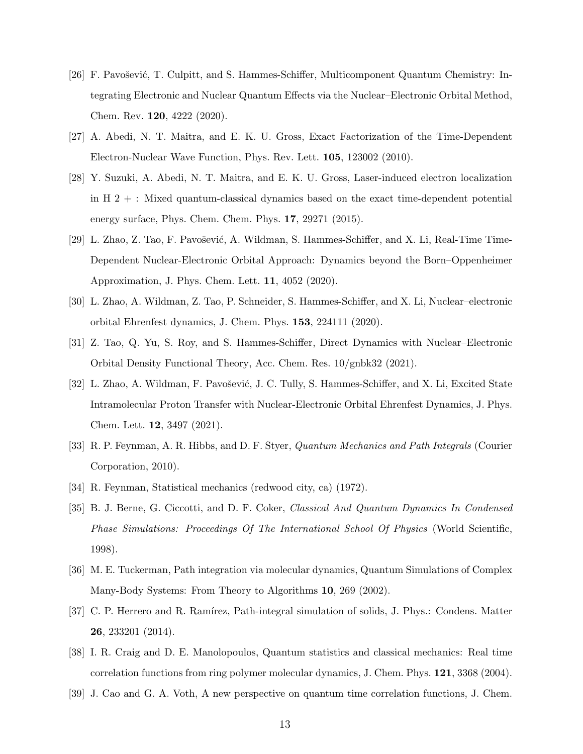[26] F. Pavošević, T. Culpitt, and S. Hammes-Schiffer, Multicomponent Quantum Chemistry: Integrating Electronic and Nuclear Quantum Effects via the Nuclear–Electronic Orbital Method, Chem. Rev. **120**, 4222 (2020).

[27] A. Abedi, N. T. Maitra, and E. K. U. Gross, Exact Factorization of the Time-Dependent Electron-Nuclear Wave Function, Phys. Rev. Lett. **105**, 123002 (2010).

[28] Y. Suzuki, A. Abedi, N. T. Maitra, and E. K. U. Gross, Laser-induced electron localization in H 2 + : Mixed quantum-classical dynamics based on the exact time-dependent potential energy surface, Phys. Chem. Chem. Phys. **17**, 29271 (2015).

[29] L. Zhao, Z. Tao, F. Pavošević, A. Wildman, S. Hammes-Schiffer, and X. Li, Real-Time Time-Dependent Nuclear-Electronic Orbital Approach: Dynamics beyond the Born–Oppenheimer Approximation, J. Phys. Chem. Lett. **11**, 4052 (2020).

[30] L. Zhao, A. Wildman, Z. Tao, P. Schneider, S. Hammes-Schiffer, and X. Li, Nuclear–electronic orbital Ehrenfest dynamics, J. Chem. Phys. **153**, 224111 (2020).

[31] Z. Tao, Q. Yu, S. Roy, and S. Hammes-Schiffer, Direct Dynamics with Nuclear–Electronic Orbital Density Functional Theory, Acc. Chem. Res. 10/gnbk32 (2021).

[32] L. Zhao, A. Wildman, F. Pavošević, J. C. Tully, S. Hammes-Schiffer, and X. Li, Excited State Intramolecular Proton Transfer with Nuclear-Electronic Orbital Ehrenfest Dynamics, J. Phys. Chem. Lett. **12**, 3497 (2021).

[33] R. P. Feynman, A. R. Hibbs, and D. F. Styer, *Quantum Mechanics and Path Integrals* (Courier Corporation, 2010).

[34] R. Feynman, Statistical mechanics (redwood city, ca) (1972).

[35] B. J. Berne, G. Ciccotti, and D. F. Coker, *Classical And Quantum Dynamics In Condensed Phase Simulations: Proceedings Of The International School Of Physics* (World Scientific, 1998).

[36] M. E. Tuckerman, Path integration via molecular dynamics, Quantum Simulations of Complex Many-Body Systems: From Theory to Algorithms **10**, 269 (2002).

[37] C. P. Herrero and R. Ramírez, Path-integral simulation of solids, J. Phys.: Condens. Matter **26**, 233201 (2014).

[38] I. R. Craig and D. E. Manolopoulos, Quantum statistics and classical mechanics: Real time correlation functions from ring polymer molecular dynamics, J. Chem. Phys. **121**, 3368 (2004).

[39] J. Cao and G. A. Voth, A new perspective on quantum time correlation functions, J. Chem.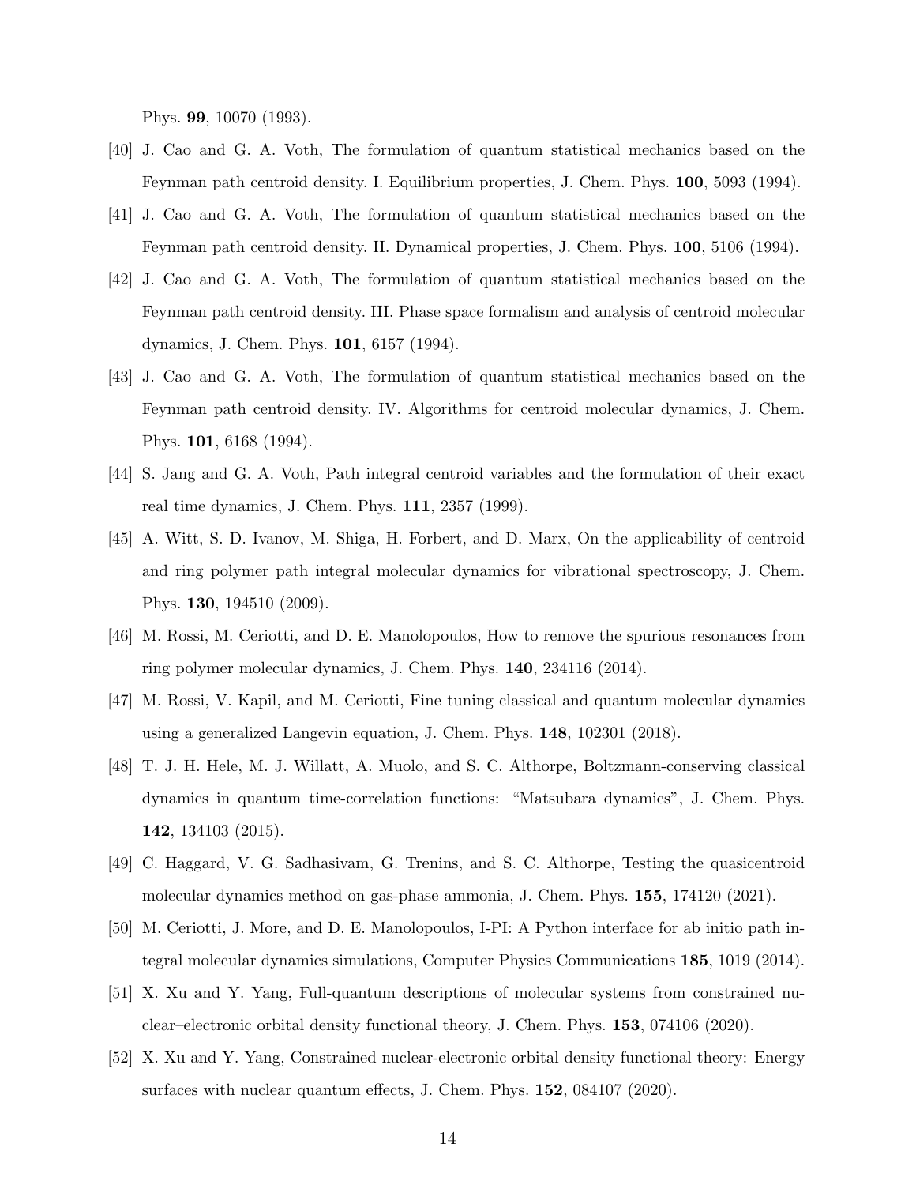Phys. **99**, 10070 (1993).

[40] J. Cao and G. A. Voth, The formulation of quantum statistical mechanics based on the Feynman path centroid density. I. Equilibrium properties, J. Chem. Phys. **100**, 5093 (1994).

[41] J. Cao and G. A. Voth, The formulation of quantum statistical mechanics based on the Feynman path centroid density. II. Dynamical properties, J. Chem. Phys. **100**, 5106 (1994).

[42] J. Cao and G. A. Voth, The formulation of quantum statistical mechanics based on the Feynman path centroid density. III. Phase space formalism and analysis of centroid molecular dynamics, J. Chem. Phys. **101**, 6157 (1994).

[43] J. Cao and G. A. Voth, The formulation of quantum statistical mechanics based on the Feynman path centroid density. IV. Algorithms for centroid molecular dynamics, J. Chem. Phys. **101**, 6168 (1994).

[44] S. Jang and G. A. Voth, Path integral centroid variables and the formulation of their exact real time dynamics, J. Chem. Phys. **111**, 2357 (1999).

[45] A. Witt, S. D. Ivanov, M. Shiga, H. Forbert, and D. Marx, On the applicability of centroid and ring polymer path integral molecular dynamics for vibrational spectroscopy, J. Chem. Phys. **130**, 194510 (2009).

[46] M. Rossi, M. Ceriotti, and D. E. Manolopoulos, How to remove the spurious resonances from ring polymer molecular dynamics, J. Chem. Phys. **140**, 234116 (2014).

[47] M. Rossi, V. Kapil, and M. Ceriotti, Fine tuning classical and quantum molecular dynamics using a generalized Langevin equation, J. Chem. Phys. **148**, 102301 (2018).

[48] T. J. H. Hele, M. J. Willatt, A. Muolo, and S. C. Althorpe, Boltzmann-conserving classical dynamics in quantum time-correlation functions: "Matsubara dynamics", J. Chem. Phys. **142**, 134103 (2015).

[49] C. Haggard, V. G. Sadhasivam, G. Trenins, and S. C. Althorpe, Testing the quasicentroid molecular dynamics method on gas-phase ammonia, J. Chem. Phys. **155**, 174120 (2021).

[50] M. Ceriotti, J. More, and D. E. Manolopoulos, I-PI: A Python interface for ab initio path integral molecular dynamics simulations, Computer Physics Communications **185**, 1019 (2014).

[51] X. Xu and Y. Yang, Full-quantum descriptions of molecular systems from constrained nuclear–electronic orbital density functional theory, J. Chem. Phys. **153**, 074106 (2020).

[52] X. Xu and Y. Yang, Constrained nuclear-electronic orbital density functional theory: Energy surfaces with nuclear quantum effects, J. Chem. Phys. **152**, 084107 (2020).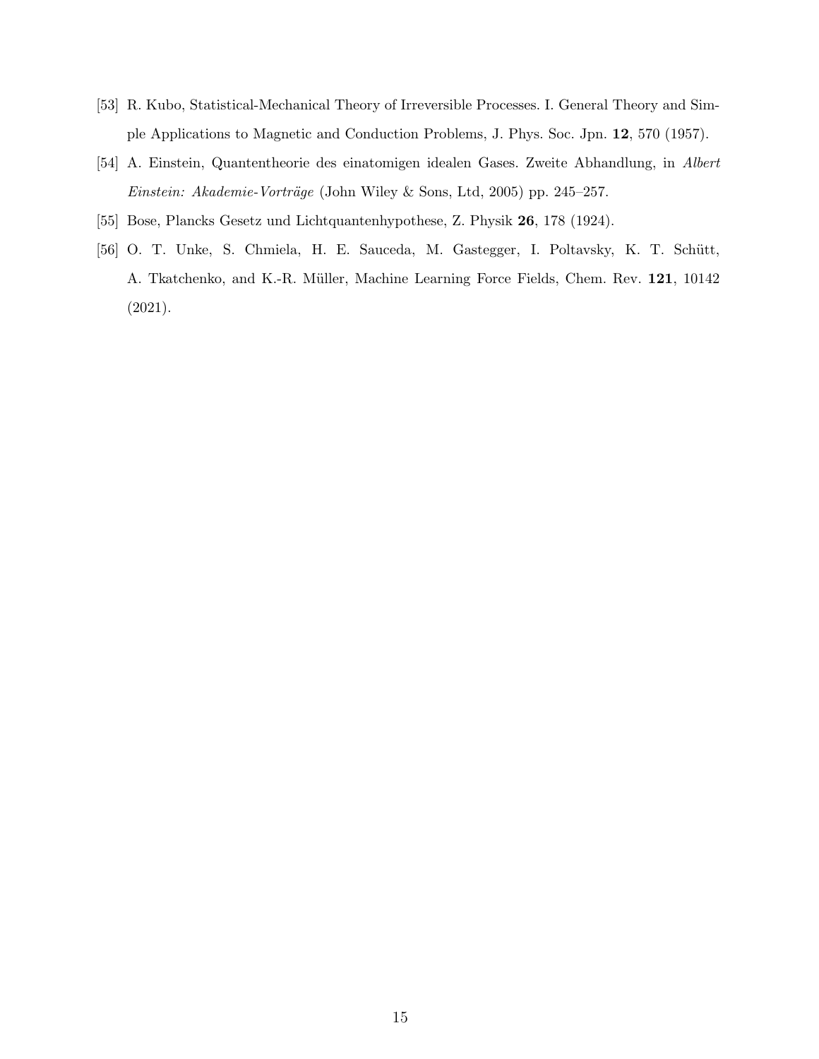[53] R. Kubo, Statistical-Mechanical Theory of Irreversible Processes. I. General Theory and Simple Applications to Magnetic and Conduction Problems, J. Phys. Soc. Jpn. **12**, 570 (1957).

[54] A. Einstein, Quantentheorie des einatomigen idealen Gases. Zweite Abhandlung, in *Albert Einstein: Akademie-Vorträge* (John Wiley & Sons, Ltd, 2005) pp. 245–257.

[55] Bose, Plancks Gesetz und Lichtquantenhypothese, Z. Physik **26**, 178 (1924).

[56] O. T. Unke, S. Chmiela, H. E. Sauceda, M. Gastegger, I. Poltavsky, K. T. Schütt, A. Tkatchenko, and K.-R. Müller, Machine Learning Force Fields, Chem. Rev. **121**, 10142 (2021).